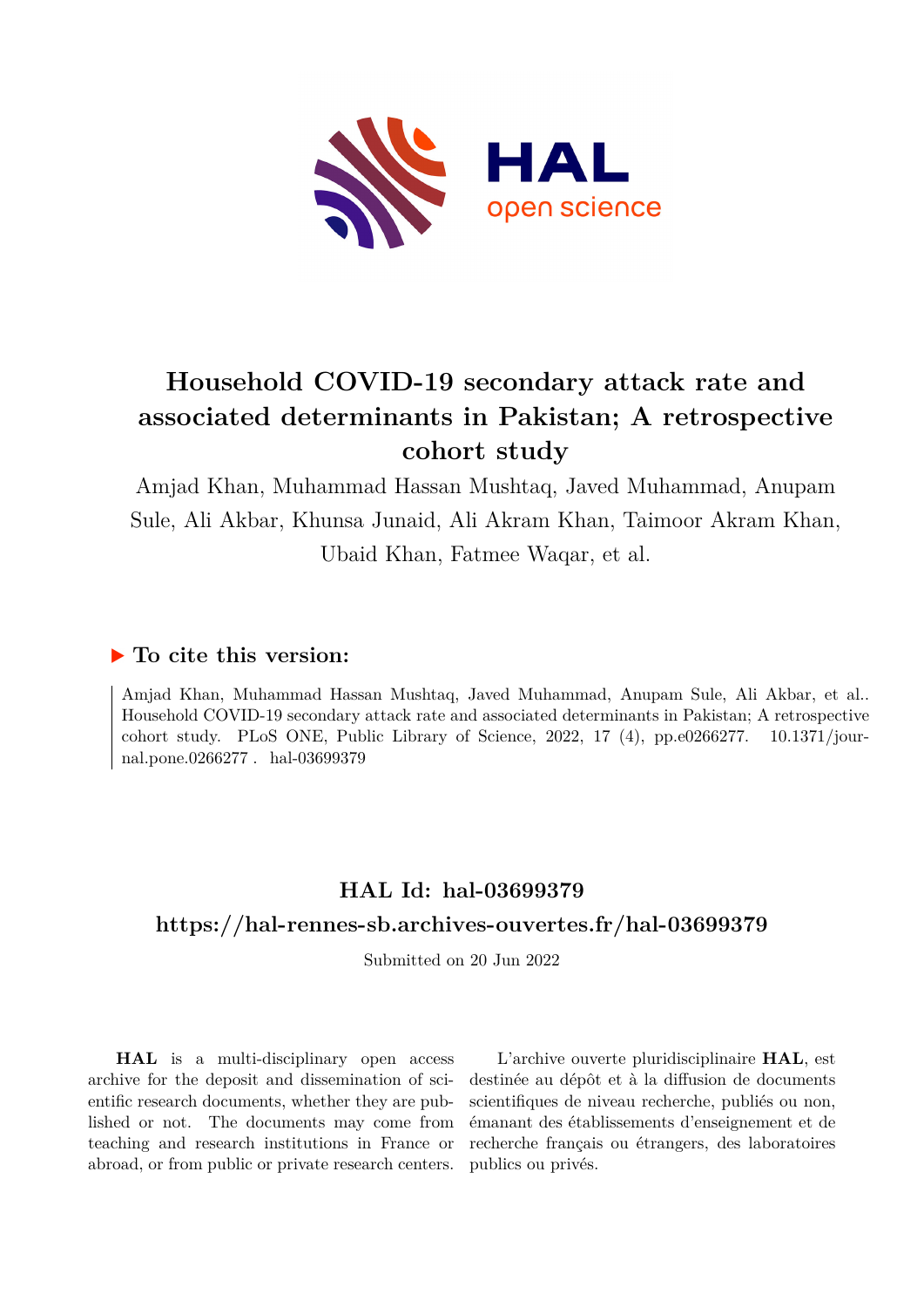# Household COVID-19 secondary attack rate and associated determinants in Pakistan; A retrospective cohort study

Amjad Khan, Muhammad Hassan Mushtaq, Javed Muhammad, Anupam Sule, Ali Akbar, Khunsa Junaid, Ali Akram Khan, Taimoor Akram Khan, Ubaid Khan, Fatmee Waqar, et al.

## ▶ To cite this version:

Amjad Khan, Muhammad Hassan Mushtaq, Javed Muhammad, Anupam Sule, Ali Akbar, et al.. Household COVID-19 secondary attack rate and associated determinants in Pakistan; A retrospective cohort study. PLoS ONE, Public Library of Science, 2022, 17 (4), pp.e0266277. 10.1371/journal.pone.0266277 . hal-03699379

## HAL Id: hal-03699379

## https://hal-rennes-sb.archives-ouvertes.fr/hal-03699379

Submitted on 20 Jun 2022

**HAL** is a multi-disciplinary open access archive for the deposit and dissemination of scientific research documents, whether they are published or not. The documents may come from teaching and research institutions in France or abroad, or from public or private research centers.

L'archive ouverte pluridisciplinaire **HAL**, est destinée au dépôt et à la diffusion de documents scientifiques de niveau recherche, publiés ou non, émanant des établissements d'enseignement et de recherche français ou étrangers, des laboratoires publics ou privés.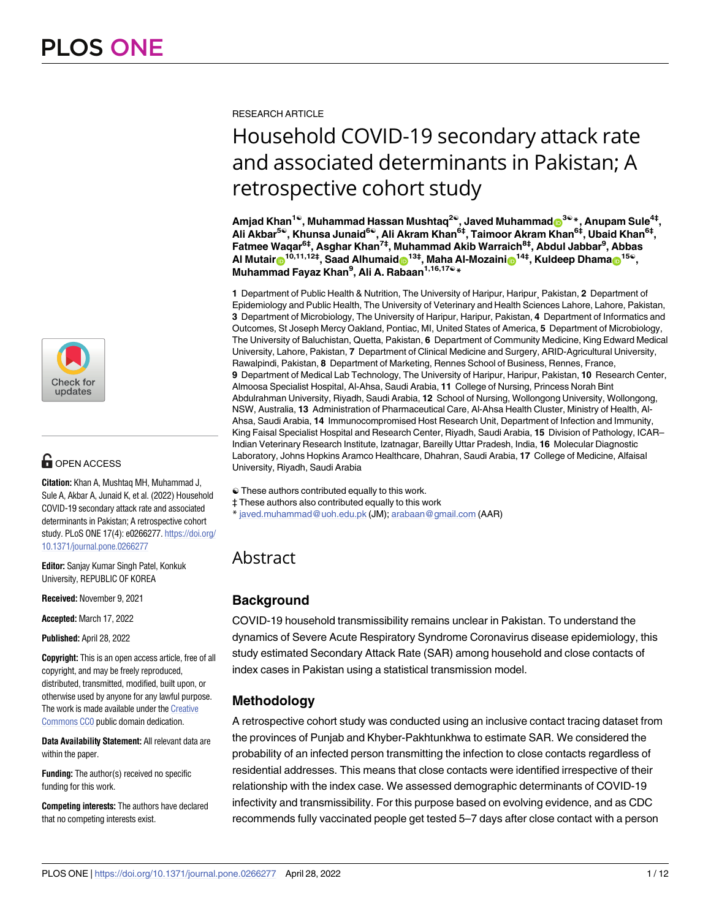# Household COVID-19 secondary attack rate and associated determinants in Pakistan; A retrospective cohort study

RESEARCH ARTICLE

**Amjad Khan**[1☯], **Muhammad Hassan Mushtaq**[2☯], **Javed Muhammad**[3☯*], **Anupam Sule**[4‡], **Ali Akbar**[5☯], **Khunsa Junaid**[6☯], **Ali Akram Khan**[6‡], **Taimoor Akram Khan**[6‡], **Ubaid Khan**[6‡], **Fatmee Waqar**[6‡], **Asghar Khan**[7‡], **Muhammad Akib Warraich**[8‡], **Abdul Jabbar**[9], **Abbas Al Mutair**[10,11,12‡], **Saad Alhumaid**[13‡], **Maha Al-Mozaini**[14‡], **Kuldeep Dhama**[15☯], **Muhammad Fayaz Khan**[9], **Ali A. Rabaan**[1,16,17☯*]

**1** Department of Public Health & Nutrition, The University of Haripur, Haripur, Pakistan, **2** Department of Epidemiology and Public Health, The University of Veterinary and Health Sciences Lahore, Lahore, Pakistan, **3** Department of Microbiology, The University of Haripur, Haripur, Pakistan, **4** Department of Informatics and Outcomes, St Joseph Mercy Oakland, Pontiac, MI, United States of America, **5** Department of Microbiology, The University of Baluchistan, Quetta, Pakistan, **6** Department of Community Medicine, King Edward Medical University, Lahore, Pakistan, **7** Department of Clinical Medicine and Surgery, ARID-Agricultural University, Rawalpindi, Pakistan, **8** Department of Marketing, Rennes School of Business, Rennes, France, **9** Department of Medical Lab Technology, The University of Haripur, Haripur, Pakistan, **10** Research Center, Almoosa Specialist Hospital, Al-Ahsa, Saudi Arabia, **11** College of Nursing, Princess Norah Bint Abdulrahman University, Riyadh, Saudi Arabia, **12** School of Nursing, Wollongong University, Wollongong, NSW, Australia, **13** Administration of Pharmaceutical Care, Al-Ahsa Health Cluster, Ministry of Health, Al-Ahsa, Saudi Arabia, **14** Immunocompromised Host Research Unit, Department of Infection and Immunity, King Faisal Specialist Hospital and Research Center, Riyadh, Saudi Arabia, **15** Division of Pathology, ICAR–Indian Veterinary Research Institute, Izatnagar, Bareilly Uttar Pradesh, India, **16** Molecular Diagnostic Laboratory, Johns Hopkins Aramco Healthcare, Dhahran, Saudi Arabia, **17** College of Medicine, Alfaisal University, Riyadh, Saudi Arabia

☯ These authors contributed equally to this work.
‡ These authors also contributed equally to this work
* javed.muhammad@uoh.edu.pk (JM); arabaan@gmail.com (AAR)

OPEN ACCESS

**Citation:** Khan A, Mushtaq MH, Muhammad J, Sule A, Akbar A, Junaid K, et al. (2022) Household COVID-19 secondary attack rate and associated determinants in Pakistan; A retrospective cohort study. PLoS ONE 17(4): e0266277. https://doi.org/10.1371/journal.pone.0266277

**Editor:** Sanjay Kumar Singh Patel, Konkuk University, REPUBLIC OF KOREA

**Received:** November 9, 2021

**Accepted:** March 17, 2022

**Published:** April 28, 2022

**Copyright:** This is an open access article, free of all copyright, and may be freely reproduced, distributed, transmitted, modified, built upon, or otherwise used by anyone for any lawful purpose. The work is made available under the Creative Commons CC0 public domain dedication.

**Data Availability Statement:** All relevant data are within the paper.

**Funding:** The author(s) received no specific funding for this work.

**Competing interests:** The authors have declared that no competing interests exist.

## Abstract

### Background

COVID-19 household transmissibility remains unclear in Pakistan. To understand the dynamics of Severe Acute Respiratory Syndrome Coronavirus disease epidemiology, this study estimated Secondary Attack Rate (SAR) among household and close contacts of index cases in Pakistan using a statistical transmission model.

### Methodology

A retrospective cohort study was conducted using an inclusive contact tracing dataset from the provinces of Punjab and Khyber-Pakhtunkhwa to estimate SAR. We considered the probability of an infected person transmitting the infection to close contacts regardless of residential addresses. This means that close contacts were identified irrespective of their relationship with the index case. We assessed demographic determinants of COVID-19 infectivity and transmissibility. For this purpose based on evolving evidence, and as CDC recommends fully vaccinated people get tested 5–7 days after close contact with a person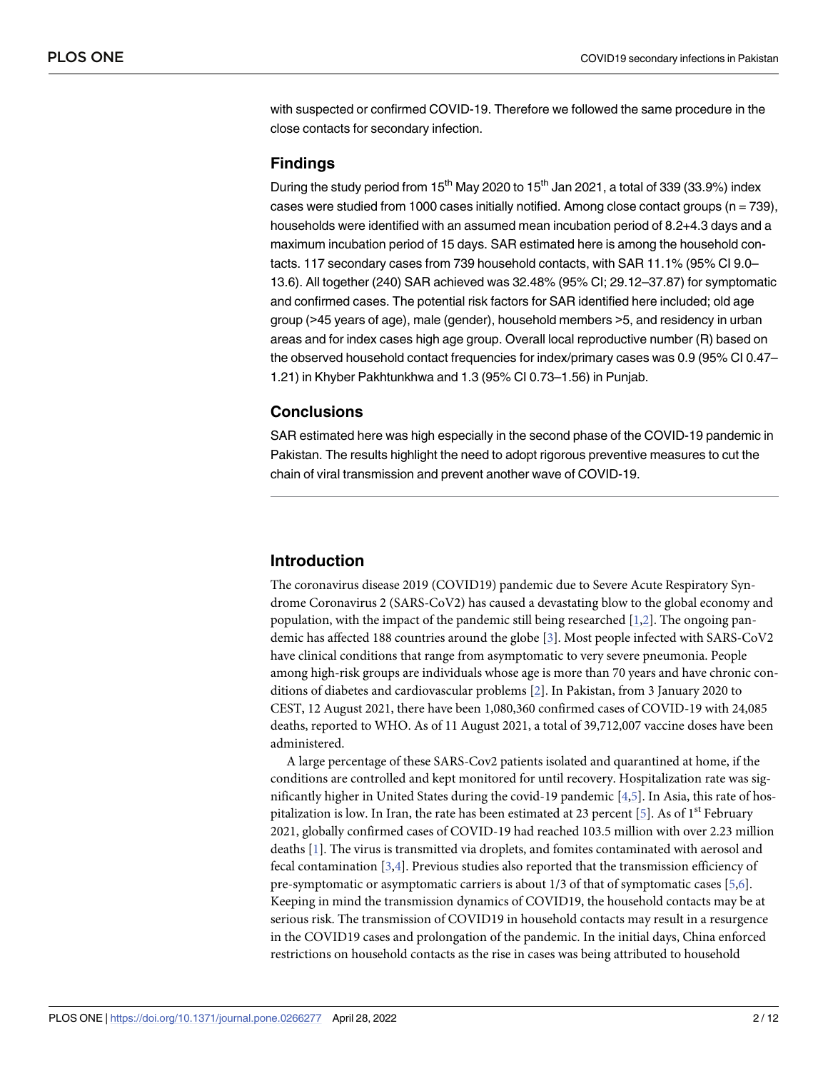with suspected or confirmed COVID-19. Therefore we followed the same procedure in the close contacts for secondary infection.

### Findings

During the study period from 15[th] May 2020 to 15[th] Jan 2021, a total of 339 (33.9%) index cases were studied from 1000 cases initially notified. Among close contact groups (n = 739), households were identified with an assumed mean incubation period of 8.2+4.3 days and a maximum incubation period of 15 days. SAR estimated here is among the household contacts. 117 secondary cases from 739 household contacts, with SAR 11.1% (95% CI 9.0–13.6). All together (240) SAR achieved was 32.48% (95% CI; 29.12–37.87) for symptomatic and confirmed cases. The potential risk factors for SAR identified here included; old age group (>45 years of age), male (gender), household members >5, and residency in urban areas and for index cases high age group. Overall local reproductive number (R) based on the observed household contact frequencies for index/primary cases was 0.9 (95% CI 0.47–1.21) in Khyber Pakhtunkhwa and 1.3 (95% CI 0.73–1.56) in Punjab.

### Conclusions

SAR estimated here was high especially in the second phase of the COVID-19 pandemic in Pakistan. The results highlight the need to adopt rigorous preventive measures to cut the chain of viral transmission and prevent another wave of COVID-19.

## Introduction

The coronavirus disease 2019 (COVID19) pandemic due to Severe Acute Respiratory Syndrome Coronavirus 2 (SARS-CoV2) has caused a devastating blow to the global economy and population, with the impact of the pandemic still being researched [1,2]. The ongoing pandemic has affected 188 countries around the globe [3]. Most people infected with SARS-CoV2 have clinical conditions that range from asymptomatic to very severe pneumonia. People among high-risk groups are individuals whose age is more than 70 years and have chronic conditions of diabetes and cardiovascular problems [2]. In Pakistan, from 3 January 2020 to CEST, 12 August 2021, there have been 1,080,360 confirmed cases of COVID-19 with 24,085 deaths, reported to WHO. As of 11 August 2021, a total of 39,712,007 vaccine doses have been administered.

A large percentage of these SARS-Cov2 patients isolated and quarantined at home, if the conditions are controlled and kept monitored for until recovery. Hospitalization rate was significantly higher in United States during the covid-19 pandemic [4,5]. In Asia, this rate of hospitalization is low. In Iran, the rate has been estimated at 23 percent [5]. As of 1[st] February 2021, globally confirmed cases of COVID-19 had reached 103.5 million with over 2.23 million deaths [1]. The virus is transmitted via droplets, and fomites contaminated with aerosol and fecal contamination [3,4]. Previous studies also reported that the transmission efficiency of pre-symptomatic or asymptomatic carriers is about 1/3 of that of symptomatic cases [5,6]. Keeping in mind the transmission dynamics of COVID19, the household contacts may be at serious risk. The transmission of COVID19 in household contacts may result in a resurgence in the COVID19 cases and prolongation of the pandemic. In the initial days, China enforced restrictions on household contacts as the rise in cases was being attributed to household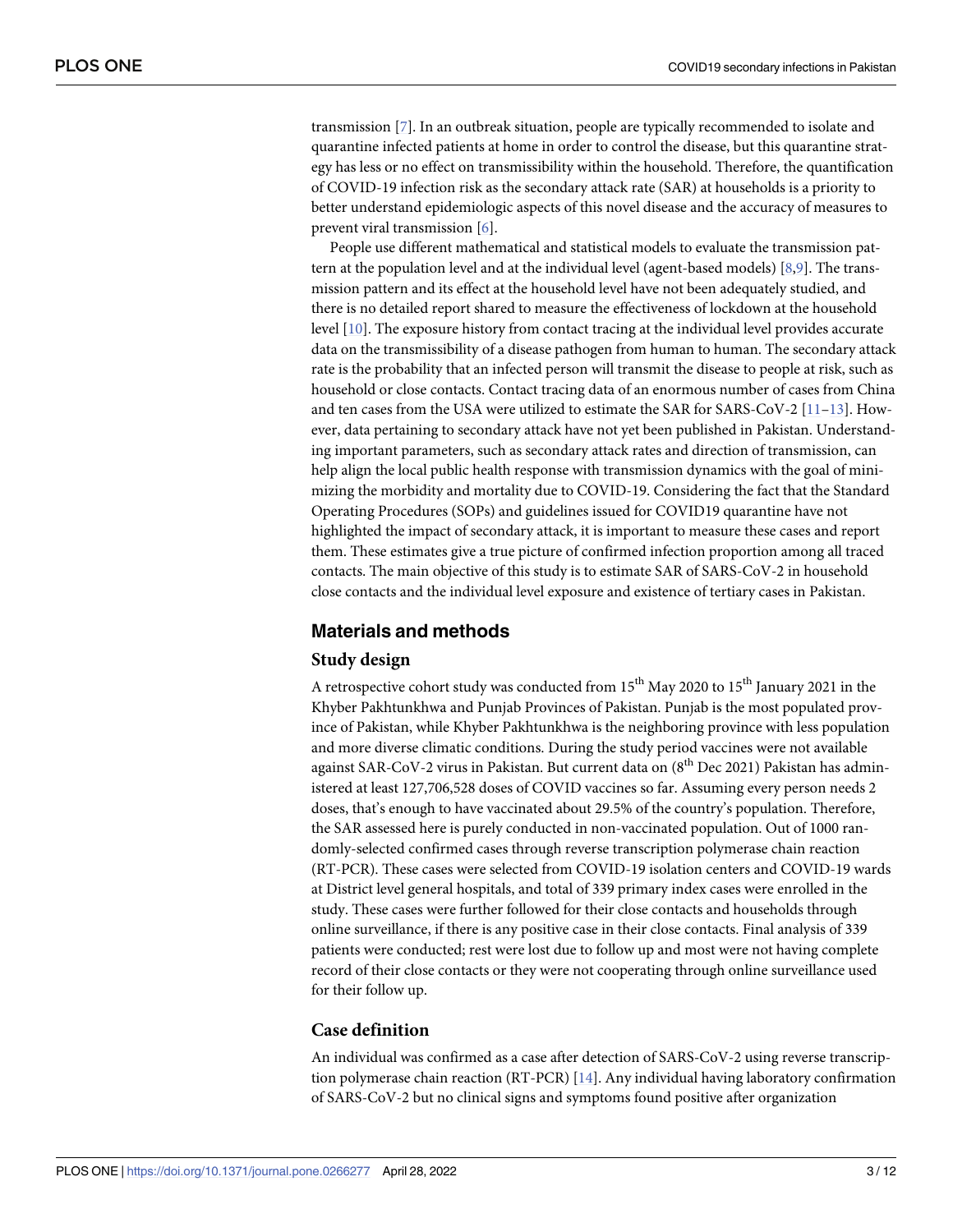transmission [7]. In an outbreak situation, people are typically recommended to isolate and quarantine infected patients at home in order to control the disease, but this quarantine strategy has less or no effect on transmissibility within the household. Therefore, the quantification of COVID-19 infection risk as the secondary attack rate (SAR) at households is a priority to better understand epidemiologic aspects of this novel disease and the accuracy of measures to prevent viral transmission [6].

People use different mathematical and statistical models to evaluate the transmission pattern at the population level and at the individual level (agent-based models) [8,9]. The transmission pattern and its effect at the household level have not been adequately studied, and there is no detailed report shared to measure the effectiveness of lockdown at the household level [10]. The exposure history from contact tracing at the individual level provides accurate data on the transmissibility of a disease pathogen from human to human. The secondary attack rate is the probability that an infected person will transmit the disease to people at risk, such as household or close contacts. Contact tracing data of an enormous number of cases from China and ten cases from the USA were utilized to estimate the SAR for SARS-CoV-2 [11–13]. However, data pertaining to secondary attack have not yet been published in Pakistan. Understanding important parameters, such as secondary attack rates and direction of transmission, can help align the local public health response with transmission dynamics with the goal of minimizing the morbidity and mortality due to COVID-19. Considering the fact that the Standard Operating Procedures (SOPs) and guidelines issued for COVID19 quarantine have not highlighted the impact of secondary attack, it is important to measure these cases and report them. These estimates give a true picture of confirmed infection proportion among all traced contacts. The main objective of this study is to estimate SAR of SARS-CoV-2 in household close contacts and the individual level exposure and existence of tertiary cases in Pakistan.

## Materials and methods

### Study design

A retrospective cohort study was conducted from 15$^{th}$ May 2020 to 15$^{th}$ January 2021 in the Khyber Pakhtunkhwa and Punjab Provinces of Pakistan. Punjab is the most populated province of Pakistan, while Khyber Pakhtunkhwa is the neighboring province with less population and more diverse climatic conditions. During the study period vaccines were not available against SAR-CoV-2 virus in Pakistan. But current data on (8$^{th}$ Dec 2021) Pakistan has administered at least 127,706,528 doses of COVID vaccines so far. Assuming every person needs 2 doses, that's enough to have vaccinated about 29.5% of the country's population. Therefore, the SAR assessed here is purely conducted in non-vaccinated population. Out of 1000 randomly-selected confirmed cases through reverse transcription polymerase chain reaction (RT-PCR). These cases were selected from COVID-19 isolation centers and COVID-19 wards at District level general hospitals, and total of 339 primary index cases were enrolled in the study. These cases were further followed for their close contacts and households through online surveillance, if there is any positive case in their close contacts. Final analysis of 339 patients were conducted; rest were lost due to follow up and most were not having complete record of their close contacts or they were not cooperating through online surveillance used for their follow up.

### Case definition

An individual was confirmed as a case after detection of SARS-CoV-2 using reverse transcription polymerase chain reaction (RT-PCR) [14]. Any individual having laboratory confirmation of SARS-CoV-2 but no clinical signs and symptoms found positive after organization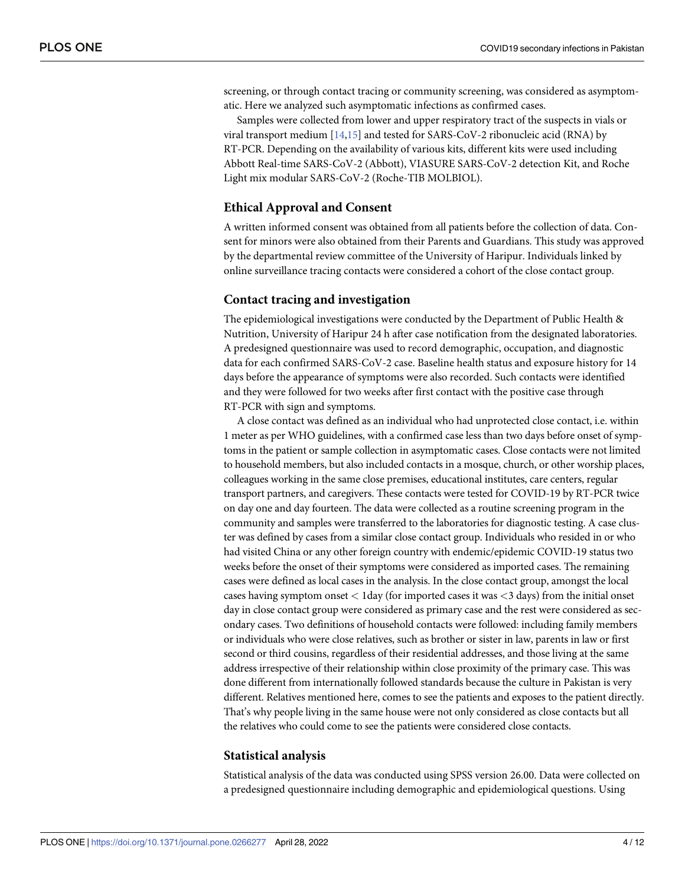screening, or through contact tracing or community screening, was considered as asymptomatic. Here we analyzed such asymptomatic infections as confirmed cases.

Samples were collected from lower and upper respiratory tract of the suspects in vials or viral transport medium [14,15] and tested for SARS-CoV-2 ribonucleic acid (RNA) by RT-PCR. Depending on the availability of various kits, different kits were used including Abbott Real-time SARS-CoV-2 (Abbott), VIASURE SARS-CoV-2 detection Kit, and Roche Light mix modular SARS-CoV-2 (Roche-TIB MOLBIOL).

## Ethical Approval and Consent

A written informed consent was obtained from all patients before the collection of data. Consent for minors were also obtained from their Parents and Guardians. This study was approved by the departmental review committee of the University of Haripur. Individuals linked by online surveillance tracing contacts were considered a cohort of the close contact group.

## Contact tracing and investigation

The epidemiological investigations were conducted by the Department of Public Health & Nutrition, University of Haripur 24 h after case notification from the designated laboratories. A predesigned questionnaire was used to record demographic, occupation, and diagnostic data for each confirmed SARS-CoV-2 case. Baseline health status and exposure history for 14 days before the appearance of symptoms were also recorded. Such contacts were identified and they were followed for two weeks after first contact with the positive case through RT-PCR with sign and symptoms.

A close contact was defined as an individual who had unprotected close contact, i.e. within 1 meter as per WHO guidelines, with a confirmed case less than two days before onset of symptoms in the patient or sample collection in asymptomatic cases. Close contacts were not limited to household members, but also included contacts in a mosque, church, or other worship places, colleagues working in the same close premises, educational institutes, care centers, regular transport partners, and caregivers. These contacts were tested for COVID-19 by RT-PCR twice on day one and day fourteen. The data were collected as a routine screening program in the community and samples were transferred to the laboratories for diagnostic testing. A case cluster was defined by cases from a similar close contact group. Individuals who resided in or who had visited China or any other foreign country with endemic/epidemic COVID-19 status two weeks before the onset of their symptoms were considered as imported cases. The remaining cases were defined as local cases in the analysis. In the close contact group, amongst the local cases having symptom onset < 1day (for imported cases it was <3 days) from the initial onset day in close contact group were considered as primary case and the rest were considered as secondary cases. Two definitions of household contacts were followed: including family members or individuals who were close relatives, such as brother or sister in law, parents in law or first second or third cousins, regardless of their residential addresses, and those living at the same address irrespective of their relationship within close proximity of the primary case. This was done different from internationally followed standards because the culture in Pakistan is very different. Relatives mentioned here, comes to see the patients and exposes to the patient directly. That's why people living in the same house were not only considered as close contacts but all the relatives who could come to see the patients were considered close contacts.

## Statistical analysis

Statistical analysis of the data was conducted using SPSS version 26.00. Data were collected on a predesigned questionnaire including demographic and epidemiological questions. Using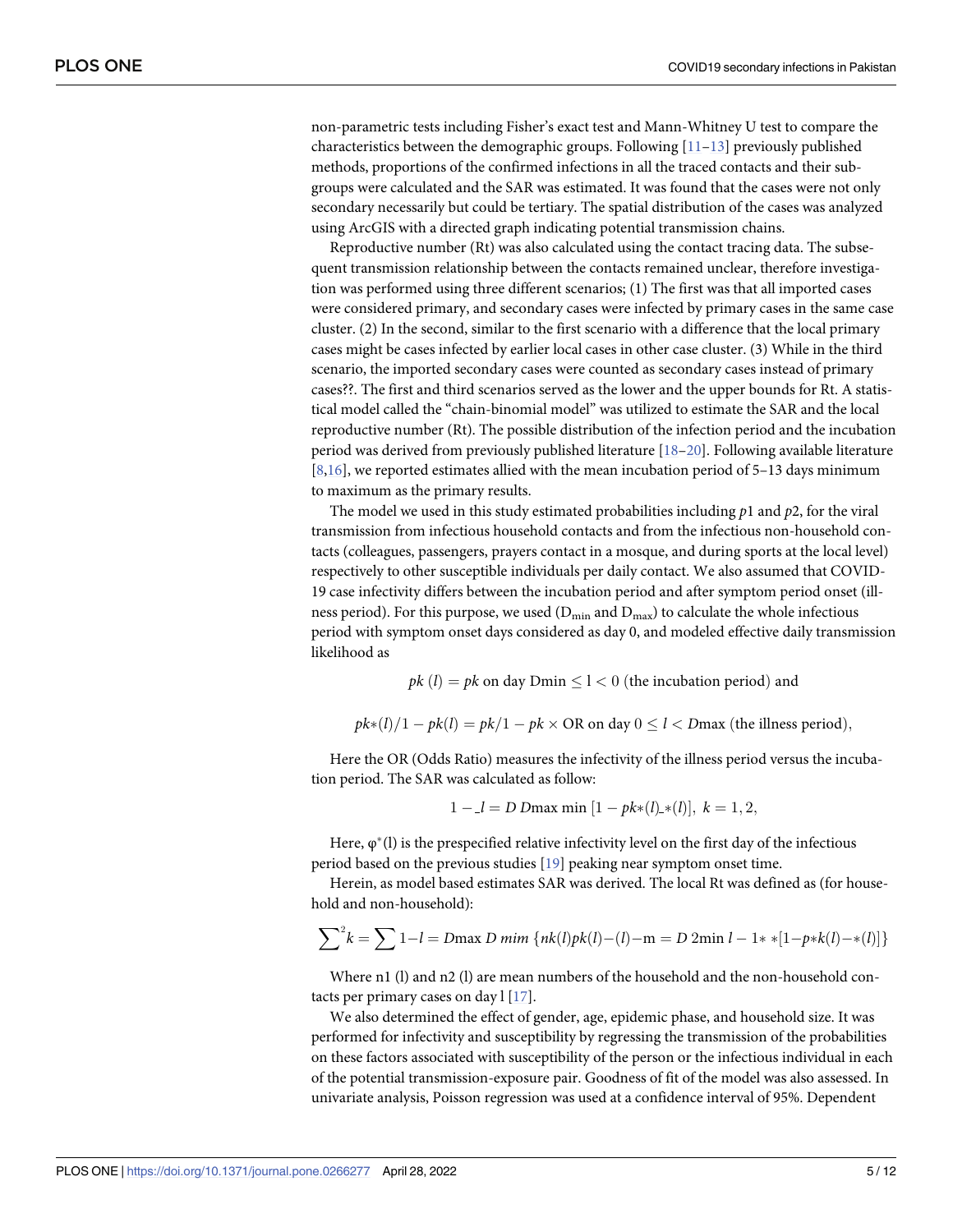non-parametric tests including Fisher's exact test and Mann-Whitney U test to compare the characteristics between the demographic groups. Following [11–13] previously published methods, proportions of the confirmed infections in all the traced contacts and their subgroups were calculated and the SAR was estimated. It was found that the cases were not only secondary necessarily but could be tertiary. The spatial distribution of the cases was analyzed using ArcGIS with a directed graph indicating potential transmission chains.

Reproductive number (Rt) was also calculated using the contact tracing data. The subsequent transmission relationship between the contacts remained unclear, therefore investigation was performed using three different scenarios; (1) The first was that all imported cases were considered primary, and secondary cases were infected by primary cases in the same case cluster. (2) In the second, similar to the first scenario with a difference that the local primary cases might be cases infected by earlier local cases in other case cluster. (3) While in the third scenario, the imported secondary cases were counted as secondary cases instead of primary cases??. The first and third scenarios served as the lower and the upper bounds for Rt. A statistical model called the "chain-binomial model" was utilized to estimate the SAR and the local reproductive number (Rt). The possible distribution of the infection period and the incubation period was derived from previously published literature [18–20]. Following available literature [8,16], we reported estimates allied with the mean incubation period of 5–13 days minimum to maximum as the primary results.

The model we used in this study estimated probabilities including $p1$ and $p2$, for the viral transmission from infectious household contacts and from the infectious non-household contacts (colleagues, passengers, prayers contact in a mosque, and during sports at the local level) respectively to other susceptible individuals per daily contact. We also assumed that COVID-19 case infectivity differs between the incubation period and after symptom period onset (illness period). For this purpose, we used ($D_{min}$ and $D_{max}$) to calculate the whole infectious period with symptom onset days considered as day 0, and modeled effective daily transmission likelihood as

$$pk\ (l) = pk \text{ on day Dmin} \leq \text{l} < 0 \text{ (the incubation period) and}$$

$$pk{*}(l)/1 - pk(l) = pk/1 - pk \times \text{OR on day } 0 \leq l < D\text{max (the illness period)},$$

Here the OR (Odds Ratio) measures the infectivity of the illness period versus the incubation period. The SAR was calculated as follow:

$$1 - \_l = D\ D\text{max min}\ [1 - pk{*}(l)\_{*}(l)],\ k = 1, 2,$$

Here, $\varphi^{*}$(l) is the prespecified relative infectivity level on the first day of the infectious period based on the previous studies [19] peaking near symptom onset time.

Herein, as model based estimates SAR was derived. The local Rt was defined as (for household and non-household):

$$\sum\nolimits^{2} k = \sum 1{-}l = D\text{max}\ D\ mim\ \{nk(l)pk(l){-}(l){-}\text{m} = D\ 2\text{min}\ l - 1{*}\ {*}[1{-}p{*}k(l){-}{*}(l)]\}$$

Where n1 (l) and n2 (l) are mean numbers of the household and the non-household contacts per primary cases on day l [17].

We also determined the effect of gender, age, epidemic phase, and household size. It was performed for infectivity and susceptibility by regressing the transmission of the probabilities on these factors associated with susceptibility of the person or the infectious individual in each of the potential transmission-exposure pair. Goodness of fit of the model was also assessed. In univariate analysis, Poisson regression was used at a confidence interval of 95%. Dependent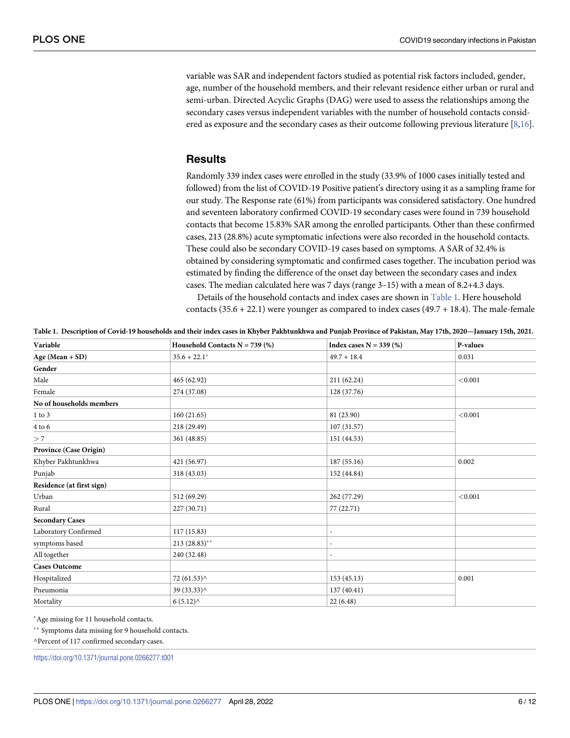variable was SAR and independent factors studied as potential risk factors included, gender, age, number of the household members, and their relevant residence either urban or rural and semi-urban. Directed Acyclic Graphs (DAG) were used to assess the relationships among the secondary cases versus independent variables with the number of household contacts considered as exposure and the secondary cases as their outcome following previous literature [8,16].

## Results

Randomly 339 index cases were enrolled in the study (33.9% of 1000 cases initially tested and followed) from the list of COVID-19 Positive patient's directory using it as a sampling frame for our study. The Response rate (61%) from participants was considered satisfactory. One hundred and seventeen laboratory confirmed COVID-19 secondary cases were found in 739 household contacts that become 15.83% SAR among the enrolled participants. Other than these confirmed cases, 213 (28.8%) acute symptomatic infections were also recorded in the household contacts. These could also be secondary COVID-19 cases based on symptoms. A SAR of 32.4% is obtained by considering symptomatic and confirmed cases together. The incubation period was estimated by finding the difference of the onset day between the secondary cases and index cases. The median calculated here was 7 days (range 3–15) with a mean of 8.2+4.3 days.

Details of the household contacts and index cases are shown in Table 1. Here household contacts (35.6 + 22.1) were younger as compared to index cases (49.7 + 18.4). The male-female

**Table 1. Description of Covid-19 households and their index cases in Khyber Pakhtunkhwa and Punjab Province of Pakistan, May 17th, 2020—January 15th, 2021.**

| Variable | Household Contacts N = 739 (%) | Index cases N = 339 (%) | P-values |
|---|---|---|---|
| **Age (Mean + SD)** | 35.6 + 22.1* | 49.7 + 18.4 | 0.031 |
| **Gender** | | | |
| Male | 465 (62.92) | 211 (62.24) | <0.001 |
| Female | 274 (37.08) | 128 (37.76) | |
| **No of households members** | | | |
| 1 to 3 | 160 (21.65) | 81 (23.90) | <0.001 |
| 4 to 6 | 218 (29.49) | 107 (31.57) | |
| > 7 | 361 (48.85) | 151 (44.53) | |
| **Province (Case Origin)** | | | |
| Khyber Pakhtunkhwa | 421 (56.97) | 187 (55.16) | 0.002 |
| Punjab | 318 (43.03) | 152 (44.84) | |
| **Residence (at first sign)** | | | |
| Urban | 512 (69.29) | 262 (77.29) | <0.001 |
| Rural | 227 (30.71) | 77 (22.71) | |
| **Secondary Cases** | | | |
| Laboratory Confirmed | 117 (15.83) | - | |
| symptoms based | 213 (28.83)** | - | |
| All together | 240 (32.48) | - | |
| **Cases Outcome** | | | |
| Hospitalized | 72 (61.53)^ | 153 (45.13) | 0.001 |
| Pneumonia | 39 (33.33)^ | 137 (40.41) | |
| Mortality | 6 (5.12)^ | 22 (6.48) | |

*Age missing for 11 household contacts.

** Symptoms data missing for 9 household contacts.

^Percent of 117 confirmed secondary cases.

https://doi.org/10.1371/journal.pone.0266277.t001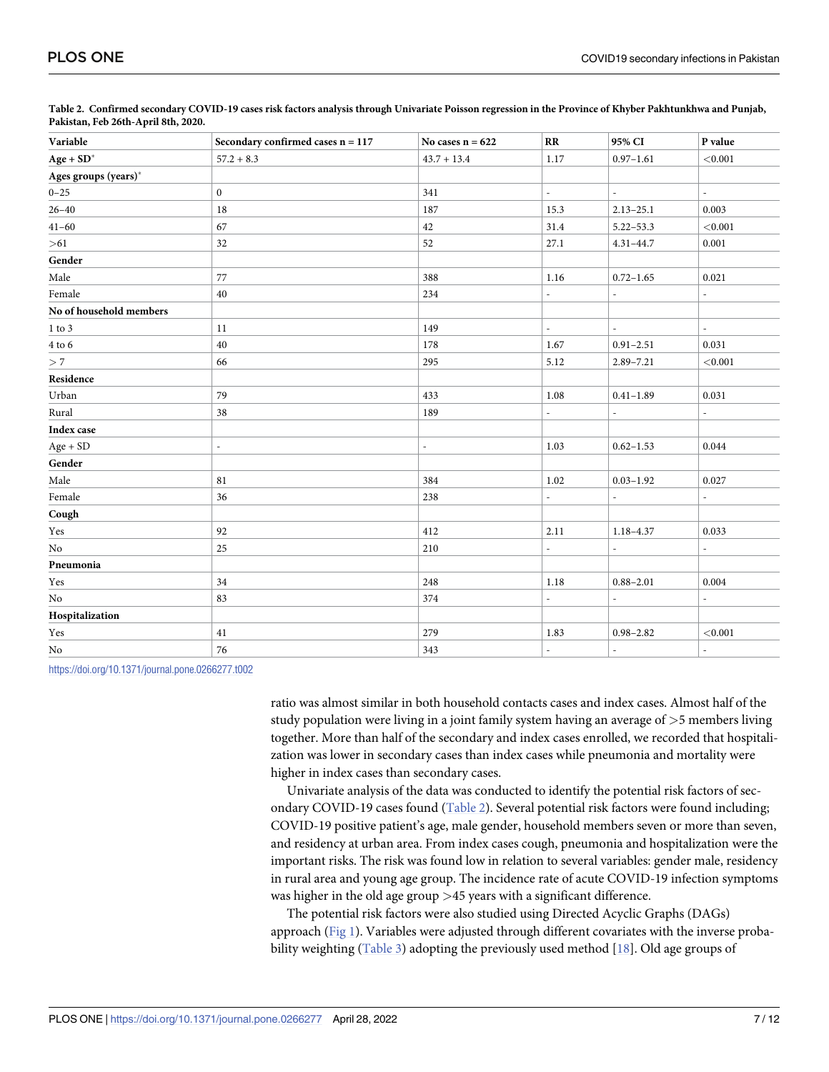**Table 2. Confirmed secondary COVID-19 cases risk factors analysis through Univariate Poisson regression in the Province of Khyber Pakhtunkhwa and Punjab, Pakistan, Feb 26th-April 8th, 2020.**

| Variable | Secondary confirmed cases n = 117 | No cases n = 622 | RR | 95% CI | P value |
|---|---|---|---|---|---|
| **Age + SD*** | 57.2 + 8.3 | 43.7 + 13.4 | 1.17 | 0.97–1.61 | <0.001 |
| **Ages groups (years)*** | | | | | |
| 0–25 | 0 | 341 | - | - | - |
| 26–40 | 18 | 187 | 15.3 | 2.13–25.1 | 0.003 |
| 41–60 | 67 | 42 | 31.4 | 5.22–53.3 | <0.001 |
| >61 | 32 | 52 | 27.1 | 4.31–44.7 | 0.001 |
| **Gender** | | | | | |
| Male | 77 | 388 | 1.16 | 0.72–1.65 | 0.021 |
| Female | 40 | 234 | - | - | - |
| **No of household members** | | | | | |
| 1 to 3 | 11 | 149 | - | - | - |
| 4 to 6 | 40 | 178 | 1.67 | 0.91–2.51 | 0.031 |
| > 7 | 66 | 295 | 5.12 | 2.89–7.21 | <0.001 |
| **Residence** | | | | | |
| Urban | 79 | 433 | 1.08 | 0.41–1.89 | 0.031 |
| Rural | 38 | 189 | - | - | - |
| **Index case** | | | | | |
| Age + SD | - | - | 1.03 | 0.62–1.53 | 0.044 |
| **Gender** | | | | | |
| Male | 81 | 384 | 1.02 | 0.03–1.92 | 0.027 |
| Female | 36 | 238 | - | - | - |
| **Cough** | | | | | |
| Yes | 92 | 412 | 2.11 | 1.18–4.37 | 0.033 |
| No | 25 | 210 | - | - | - |
| **Pneumonia** | | | | | |
| Yes | 34 | 248 | 1.18 | 0.88–2.01 | 0.004 |
| No | 83 | 374 | - | - | - |
| **Hospitalization** | | | | | |
| Yes | 41 | 279 | 1.83 | 0.98–2.82 | <0.001 |
| No | 76 | 343 | - | - | - |

https://doi.org/10.1371/journal.pone.0266277.t002

ratio was almost similar in both household contacts cases and index cases. Almost half of the study population were living in a joint family system having an average of >5 members living together. More than half of the secondary and index cases enrolled, we recorded that hospitalization was lower in secondary cases than index cases while pneumonia and mortality were higher in index cases than secondary cases.

Univariate analysis of the data was conducted to identify the potential risk factors of secondary COVID-19 cases found (Table 2). Several potential risk factors were found including; COVID-19 positive patient's age, male gender, household members seven or more than seven, and residency at urban area. From index cases cough, pneumonia and hospitalization were the important risks. The risk was found low in relation to several variables: gender male, residency in rural area and young age group. The incidence rate of acute COVID-19 infection symptoms was higher in the old age group >45 years with a significant difference.

The potential risk factors were also studied using Directed Acyclic Graphs (DAGs) approach (Fig 1). Variables were adjusted through different covariates with the inverse probability weighting (Table 3) adopting the previously used method [18]. Old age groups of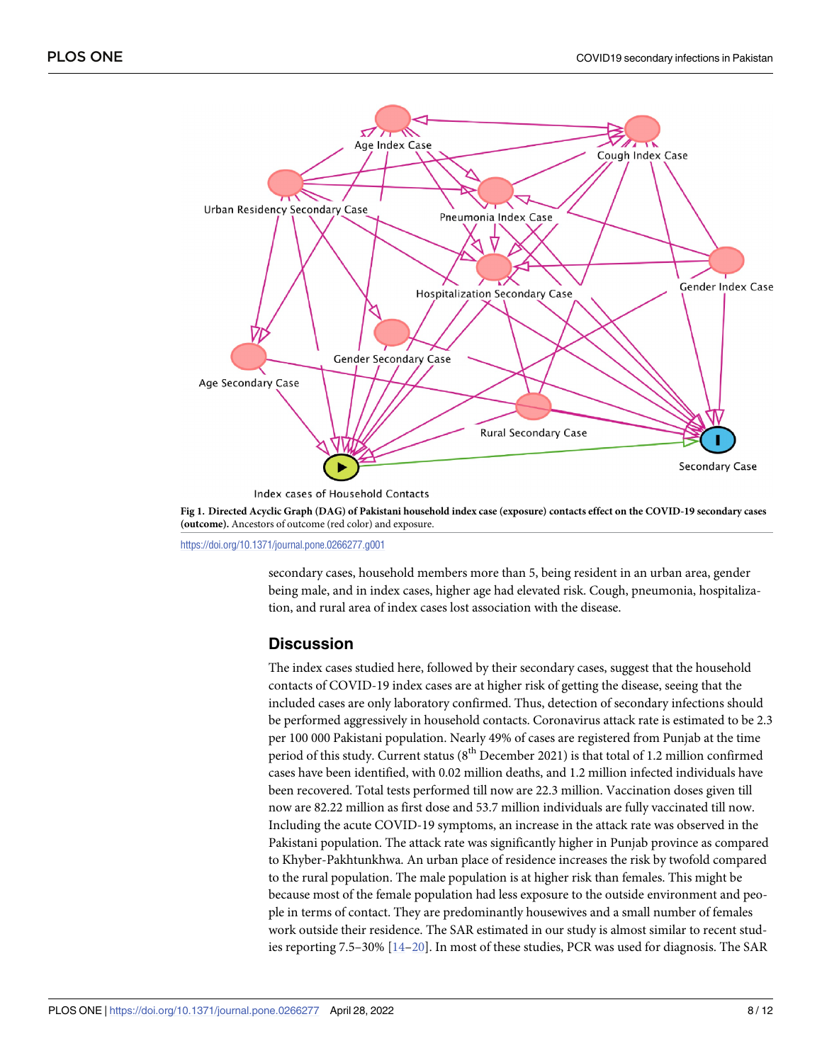**Fig 1. Directed Acyclic Graph (DAG) of Pakistani household index case (exposure) contacts effect on the COVID-19 secondary cases (outcome).** Ancestors of outcome (red color) and exposure.

https://doi.org/10.1371/journal.pone.0266277.g001

secondary cases, household members more than 5, being resident in an urban area, gender being male, and in index cases, higher age had elevated risk. Cough, pneumonia, hospitalization, and rural area of index cases lost association with the disease.

## Discussion

The index cases studied here, followed by their secondary cases, suggest that the household contacts of COVID-19 index cases are at higher risk of getting the disease, seeing that the included cases are only laboratory confirmed. Thus, detection of secondary infections should be performed aggressively in household contacts. Coronavirus attack rate is estimated to be 2.3 per 100 000 Pakistani population. Nearly 49% of cases are registered from Punjab at the time period of this study. Current status (8th December 2021) is that total of 1.2 million confirmed cases have been identified, with 0.02 million deaths, and 1.2 million infected individuals have been recovered. Total tests performed till now are 22.3 million. Vaccination doses given till now are 82.22 million as first dose and 53.7 million individuals are fully vaccinated till now. Including the acute COVID-19 symptoms, an increase in the attack rate was observed in the Pakistani population. The attack rate was significantly higher in Punjab province as compared to Khyber-Pakhtunkhwa. An urban place of residence increases the risk by twofold compared to the rural population. The male population is at higher risk than females. This might be because most of the female population had less exposure to the outside environment and people in terms of contact. They are predominantly housewives and a small number of females work outside their residence. The SAR estimated in our study is almost similar to recent studies reporting 7.5–30% [14–20]. In most of these studies, PCR was used for diagnosis. The SAR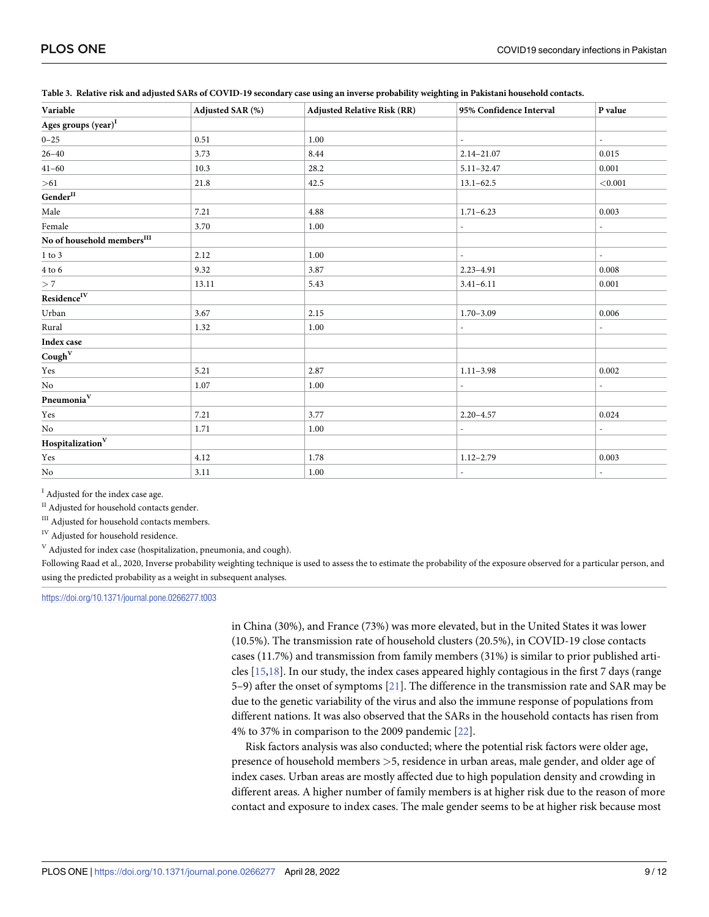**Table 3. Relative risk and adjusted SARs of COVID-19 secondary case using an inverse probability weighting in Pakistani household contacts.**

| Variable | Adjusted SAR (%) | Adjusted Relative Risk (RR) | 95% Confidence Interval | P value |
|---|---|---|---|---|
| **Ages groups (year)[I]** | | | | |
| 0–25 | 0.51 | 1.00 | - | - |
| 26–40 | 3.73 | 8.44 | 2.14–21.07 | 0.015 |
| 41–60 | 10.3 | 28.2 | 5.11–32.47 | 0.001 |
| >61 | 21.8 | 42.5 | 13.1–62.5 | <0.001 |
| **Gender[II]** | | | | |
| Male | 7.21 | 4.88 | 1.71–6.23 | 0.003 |
| Female | 3.70 | 1.00 | - | - |
| **No of household members[III]** | | | | |
| 1 to 3 | 2.12 | 1.00 | - | - |
| 4 to 6 | 9.32 | 3.87 | 2.23–4.91 | 0.008 |
| > 7 | 13.11 | 5.43 | 3.41–6.11 | 0.001 |
| **Residence[IV]** | | | | |
| Urban | 3.67 | 2.15 | 1.70–3.09 | 0.006 |
| Rural | 1.32 | 1.00 | - | - |
| **Index case** | | | | |
| **Cough[V]** | | | | |
| Yes | 5.21 | 2.87 | 1.11–3.98 | 0.002 |
| No | 1.07 | 1.00 | - | - |
| **Pneumonia[V]** | | | | |
| Yes | 7.21 | 3.77 | 2.20–4.57 | 0.024 |
| No | 1.71 | 1.00 | - | - |
| **Hospitalization[V]** | | | | |
| Yes | 4.12 | 1.78 | 1.12–2.79 | 0.003 |
| No | 3.11 | 1.00 | - | - |

[I] Adjusted for the index case age.

[II] Adjusted for household contacts gender.

[III] Adjusted for household contacts members.

[IV] Adjusted for household residence.

[V] Adjusted for index case (hospitalization, pneumonia, and cough).

Following Raad et al., 2020, Inverse probability weighting technique is used to assess the to estimate the probability of the exposure observed for a particular person, and using the predicted probability as a weight in subsequent analyses.

https://doi.org/10.1371/journal.pone.0266277.t003

in China (30%), and France (73%) was more elevated, but in the United States it was lower (10.5%). The transmission rate of household clusters (20.5%), in COVID-19 close contacts cases (11.7%) and transmission from family members (31%) is similar to prior published articles [15,18]. In our study, the index cases appeared highly contagious in the first 7 days (range 5–9) after the onset of symptoms [21]. The difference in the transmission rate and SAR may be due to the genetic variability of the virus and also the immune response of populations from different nations. It was also observed that the SARs in the household contacts has risen from 4% to 37% in comparison to the 2009 pandemic [22].

Risk factors analysis was also conducted; where the potential risk factors were older age, presence of household members >5, residence in urban areas, male gender, and older age of index cases. Urban areas are mostly affected due to high population density and crowding in different areas. A higher number of family members is at higher risk due to the reason of more contact and exposure to index cases. The male gender seems to be at higher risk because most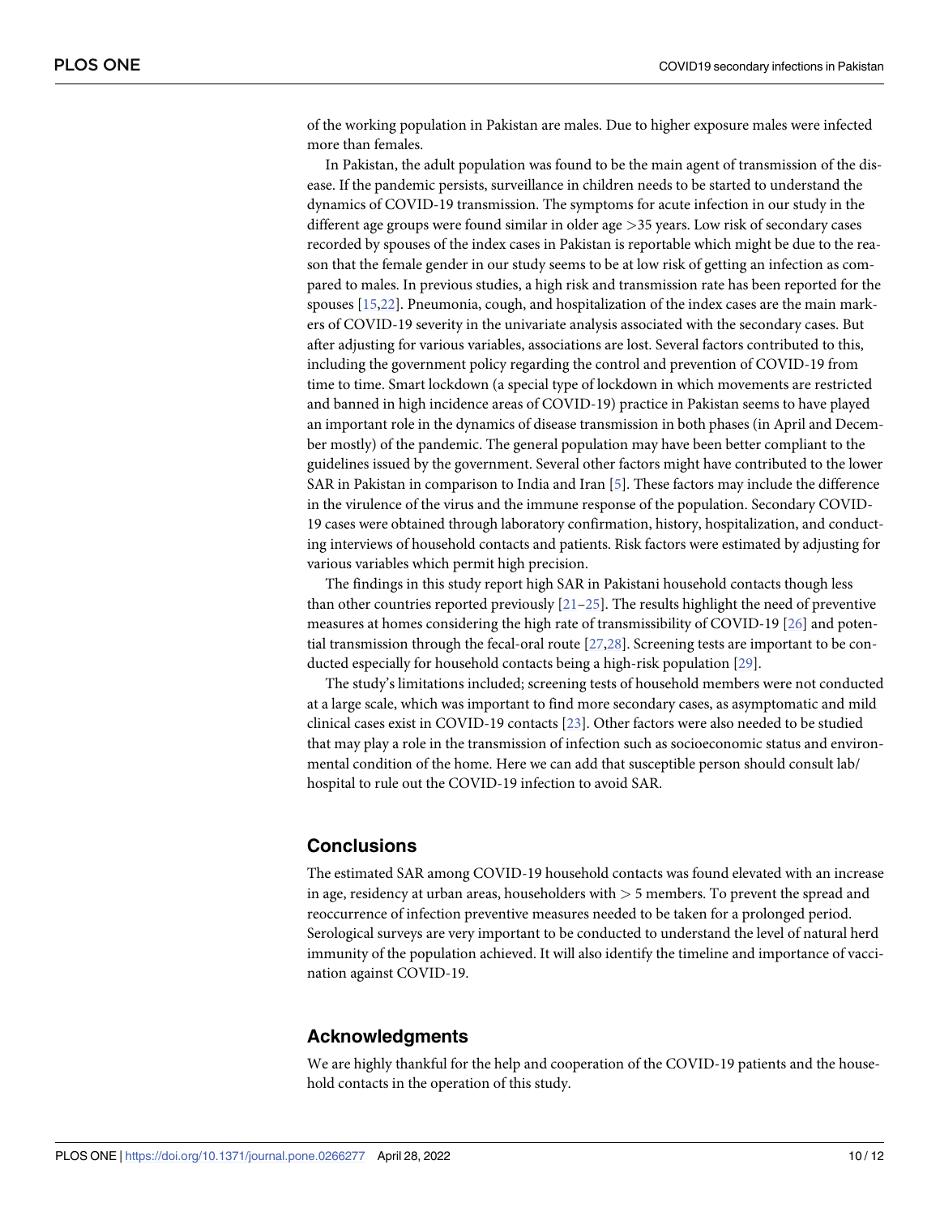of the working population in Pakistan are males. Due to higher exposure males were infected more than females.

In Pakistan, the adult population was found to be the main agent of transmission of the disease. If the pandemic persists, surveillance in children needs to be started to understand the dynamics of COVID-19 transmission. The symptoms for acute infection in our study in the different age groups were found similar in older age >35 years. Low risk of secondary cases recorded by spouses of the index cases in Pakistan is reportable which might be due to the reason that the female gender in our study seems to be at low risk of getting an infection as compared to males. In previous studies, a high risk and transmission rate has been reported for the spouses [15,22]. Pneumonia, cough, and hospitalization of the index cases are the main markers of COVID-19 severity in the univariate analysis associated with the secondary cases. But after adjusting for various variables, associations are lost. Several factors contributed to this, including the government policy regarding the control and prevention of COVID-19 from time to time. Smart lockdown (a special type of lockdown in which movements are restricted and banned in high incidence areas of COVID-19) practice in Pakistan seems to have played an important role in the dynamics of disease transmission in both phases (in April and December mostly) of the pandemic. The general population may have been better compliant to the guidelines issued by the government. Several other factors might have contributed to the lower SAR in Pakistan in comparison to India and Iran [5]. These factors may include the difference in the virulence of the virus and the immune response of the population. Secondary COVID-19 cases were obtained through laboratory confirmation, history, hospitalization, and conducting interviews of household contacts and patients. Risk factors were estimated by adjusting for various variables which permit high precision.

The findings in this study report high SAR in Pakistani household contacts though less than other countries reported previously [21–25]. The results highlight the need of preventive measures at homes considering the high rate of transmissibility of COVID-19 [26] and potential transmission through the fecal-oral route [27,28]. Screening tests are important to be conducted especially for household contacts being a high-risk population [29].

The study's limitations included; screening tests of household members were not conducted at a large scale, which was important to find more secondary cases, as asymptomatic and mild clinical cases exist in COVID-19 contacts [23]. Other factors were also needed to be studied that may play a role in the transmission of infection such as socioeconomic status and environmental condition of the home. Here we can add that susceptible person should consult lab/hospital to rule out the COVID-19 infection to avoid SAR.

## Conclusions

The estimated SAR among COVID-19 household contacts was found elevated with an increase in age, residency at urban areas, householders with > 5 members. To prevent the spread and reoccurrence of infection preventive measures needed to be taken for a prolonged period. Serological surveys are very important to be conducted to understand the level of natural herd immunity of the population achieved. It will also identify the timeline and importance of vaccination against COVID-19.

## Acknowledgments

We are highly thankful for the help and cooperation of the COVID-19 patients and the household contacts in the operation of this study.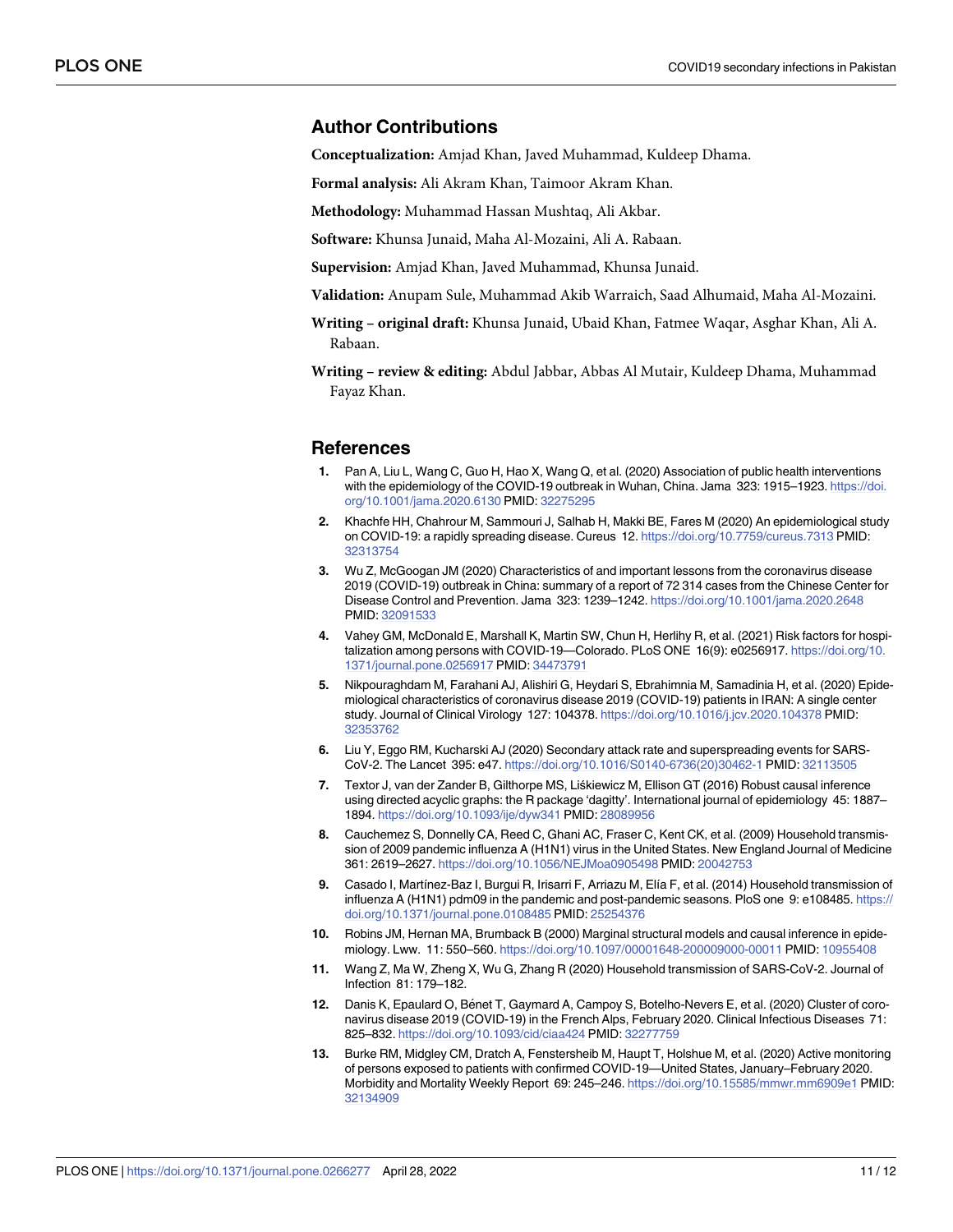## Author Contributions

**Conceptualization:** Amjad Khan, Javed Muhammad, Kuldeep Dhama.

**Formal analysis:** Ali Akram Khan, Taimoor Akram Khan.

**Methodology:** Muhammad Hassan Mushtaq, Ali Akbar.

**Software:** Khunsa Junaid, Maha Al-Mozaini, Ali A. Rabaan.

**Supervision:** Amjad Khan, Javed Muhammad, Khunsa Junaid.

**Validation:** Anupam Sule, Muhammad Akib Warraich, Saad Alhumaid, Maha Al-Mozaini.

**Writing – original draft:** Khunsa Junaid, Ubaid Khan, Fatmee Waqar, Asghar Khan, Ali A. Rabaan.

**Writing – review & editing:** Abdul Jabbar, Abbas Al Mutair, Kuldeep Dhama, Muhammad Fayaz Khan.

## References

1. Pan A, Liu L, Wang C, Guo H, Hao X, Wang Q, et al. (2020) Association of public health interventions with the epidemiology of the COVID-19 outbreak in Wuhan, China. Jama 323: 1915–1923. https://doi.org/10.1001/jama.2020.6130 PMID: 32275295
2. Khachfe HH, Chahrour M, Sammouri J, Salhab H, Makki BE, Fares M (2020) An epidemiological study on COVID-19: a rapidly spreading disease. Cureus 12. https://doi.org/10.7759/cureus.7313 PMID: 32313754
3. Wu Z, McGoogan JM (2020) Characteristics of and important lessons from the coronavirus disease 2019 (COVID-19) outbreak in China: summary of a report of 72 314 cases from the Chinese Center for Disease Control and Prevention. Jama 323: 1239–1242. https://doi.org/10.1001/jama.2020.2648 PMID: 32091533
4. Vahey GM, McDonald E, Marshall K, Martin SW, Chun H, Herlihy R, et al. (2021) Risk factors for hospitalization among persons with COVID-19—Colorado. PLoS ONE 16(9): e0256917. https://doi.org/10.1371/journal.pone.0256917 PMID: 34473791
5. Nikpouraghdam M, Farahani AJ, Alishiri G, Heydari S, Ebrahimnia M, Samadinia H, et al. (2020) Epidemiological characteristics of coronavirus disease 2019 (COVID-19) patients in IRAN: A single center study. Journal of Clinical Virology 127: 104378. https://doi.org/10.1016/j.jcv.2020.104378 PMID: 32353762
6. Liu Y, Eggo RM, Kucharski AJ (2020) Secondary attack rate and superspreading events for SARS-CoV-2. The Lancet 395: e47. https://doi.org/10.1016/S0140-6736(20)30462-1 PMID: 32113505
7. Textor J, van der Zander B, Gilthorpe MS, Liśkiewicz M, Ellison GT (2016) Robust causal inference using directed acyclic graphs: the R package 'dagitty'. International journal of epidemiology 45: 1887–1894. https://doi.org/10.1093/ije/dyw341 PMID: 28089956
8. Cauchemez S, Donnelly CA, Reed C, Ghani AC, Fraser C, Kent CK, et al. (2009) Household transmission of 2009 pandemic influenza A (H1N1) virus in the United States. New England Journal of Medicine 361: 2619–2627. https://doi.org/10.1056/NEJMoa0905498 PMID: 20042753
9. Casado I, Martínez-Baz I, Burgui R, Irisarri F, Arriazu M, Elía F, et al. (2014) Household transmission of influenza A (H1N1) pdm09 in the pandemic and post-pandemic seasons. PloS one 9: e108485. https://doi.org/10.1371/journal.pone.0108485 PMID: 25254376
10. Robins JM, Hernan MA, Brumback B (2000) Marginal structural models and causal inference in epidemiology. Lww. 11: 550–560. https://doi.org/10.1097/00001648-200009000-00011 PMID: 10955408
11. Wang Z, Ma W, Zheng X, Wu G, Zhang R (2020) Household transmission of SARS-CoV-2. Journal of Infection 81: 179–182.
12. Danis K, Epaulard O, Bénet T, Gaymard A, Campoy S, Botelho-Nevers E, et al. (2020) Cluster of coronavirus disease 2019 (COVID-19) in the French Alps, February 2020. Clinical Infectious Diseases 71: 825–832. https://doi.org/10.1093/cid/ciaa424 PMID: 32277759
13. Burke RM, Midgley CM, Dratch A, Fenstersheib M, Haupt T, Holshue M, et al. (2020) Active monitoring of persons exposed to patients with confirmed COVID-19—United States, January–February 2020. Morbidity and Mortality Weekly Report 69: 245–246. https://doi.org/10.15585/mmwr.mm6909e1 PMID: 32134909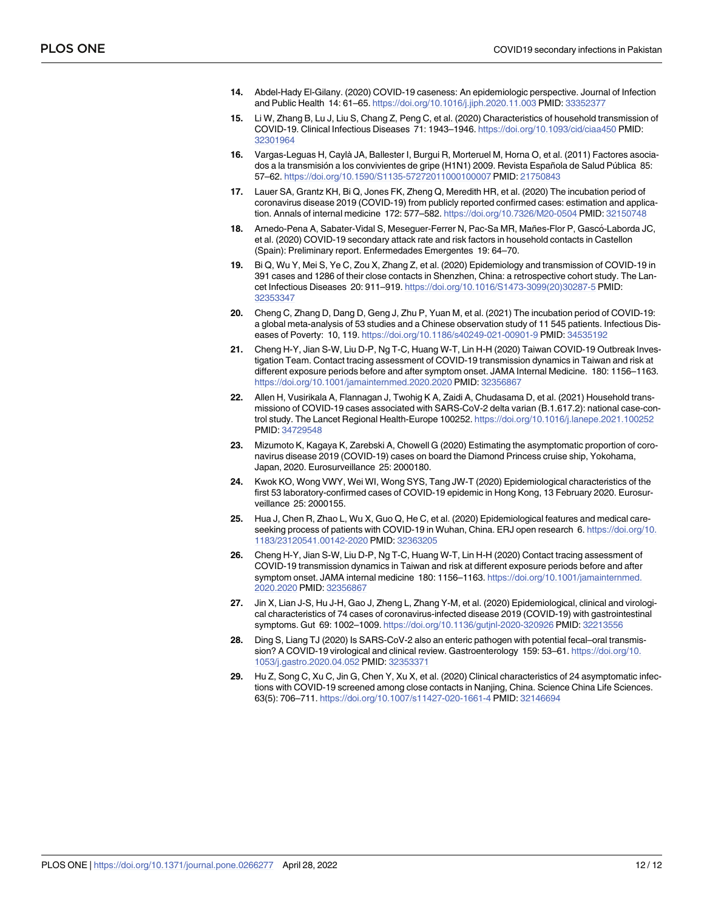14. Abdel-Hady El-Gilany. (2020) COVID-19 caseness: An epidemiologic perspective. Journal of Infection and Public Health 14: 61–65. https://doi.org/10.1016/j.jiph.2020.11.003 PMID: 33352377

15. Li W, Zhang B, Lu J, Liu S, Chang Z, Peng C, et al. (2020) Characteristics of household transmission of COVID-19. Clinical Infectious Diseases 71: 1943–1946. https://doi.org/10.1093/cid/ciaa450 PMID: 32301964

16. Vargas-Leguas H, Caylà JA, Ballester I, Burgui R, Morteruel M, Horna O, et al. (2011) Factores asociados a la transmisión a los convivientes de gripe (H1N1) 2009. Revista Española de Salud Pública 85: 57–62. https://doi.org/10.1590/S1135-57272011000100007 PMID: 21750843

17. Lauer SA, Grantz KH, Bi Q, Jones FK, Zheng Q, Meredith HR, et al. (2020) The incubation period of coronavirus disease 2019 (COVID-19) from publicly reported confirmed cases: estimation and application. Annals of internal medicine 172: 577–582. https://doi.org/10.7326/M20-0504 PMID: 32150748

18. Arnedo-Pena A, Sabater-Vidal S, Meseguer-Ferrer N, Pac-Sa MR, Mañes-Flor P, Gascó-Laborda JC, et al. (2020) COVID-19 secondary attack rate and risk factors in household contacts in Castellon (Spain): Preliminary report. Enfermedades Emergentes 19: 64–70.

19. Bi Q, Wu Y, Mei S, Ye C, Zou X, Zhang Z, et al. (2020) Epidemiology and transmission of COVID-19 in 391 cases and 1286 of their close contacts in Shenzhen, China: a retrospective cohort study. The Lancet Infectious Diseases 20: 911–919. https://doi.org/10.1016/S1473-3099(20)30287-5 PMID: 32353347

20. Cheng C, Zhang D, Dang D, Geng J, Zhu P, Yuan M, et al. (2021) The incubation period of COVID-19: a global meta-analysis of 53 studies and a Chinese observation study of 11 545 patients. Infectious Diseases of Poverty: 10, 119. https://doi.org/10.1186/s40249-021-00901-9 PMID: 34535192

21. Cheng H-Y, Jian S-W, Liu D-P, Ng T-C, Huang W-T, Lin H-H (2020) Taiwan COVID-19 Outbreak Investigation Team. Contact tracing assessment of COVID-19 transmission dynamics in Taiwan and risk at different exposure periods before and after symptom onset. JAMA Internal Medicine. 180: 1156–1163. https://doi.org/10.1001/jamainternmed.2020.2020 PMID: 32356867

22. Allen H, Vusirikala A, Flannagan J, Twohig K A, Zaidi A, Chudasama D, et al. (2021) Household transmissiono of COVID-19 cases associated with SARS-CoV-2 delta varian (B.1.617.2): national case-control study. The Lancet Regional Health-Europe 100252. https://doi.org/10.1016/j.lanepe.2021.100252 PMID: 34729548

23. Mizumoto K, Kagaya K, Zarebski A, Chowell G (2020) Estimating the asymptomatic proportion of coronavirus disease 2019 (COVID-19) cases on board the Diamond Princess cruise ship, Yokohama, Japan, 2020. Eurosurveillance 25: 2000180.

24. Kwok KO, Wong VWY, Wei WI, Wong SYS, Tang JW-T (2020) Epidemiological characteristics of the first 53 laboratory-confirmed cases of COVID-19 epidemic in Hong Kong, 13 February 2020. Eurosurveillance 25: 2000155.

25. Hua J, Chen R, Zhao L, Wu X, Guo Q, He C, et al. (2020) Epidemiological features and medical care-seeking process of patients with COVID-19 in Wuhan, China. ERJ open research 6. https://doi.org/10.1183/23120541.00142-2020 PMID: 32363205

26. Cheng H-Y, Jian S-W, Liu D-P, Ng T-C, Huang W-T, Lin H-H (2020) Contact tracing assessment of COVID-19 transmission dynamics in Taiwan and risk at different exposure periods before and after symptom onset. JAMA internal medicine 180: 1156–1163. https://doi.org/10.1001/jamainternmed.2020.2020 PMID: 32356867

27. Jin X, Lian J-S, Hu J-H, Gao J, Zheng L, Zhang Y-M, et al. (2020) Epidemiological, clinical and virological characteristics of 74 cases of coronavirus-infected disease 2019 (COVID-19) with gastrointestinal symptoms. Gut 69: 1002–1009. https://doi.org/10.1136/gutjnl-2020-320926 PMID: 32213556

28. Ding S, Liang TJ (2020) Is SARS-CoV-2 also an enteric pathogen with potential fecal–oral transmission? A COVID-19 virological and clinical review. Gastroenterology 159: 53–61. https://doi.org/10.1053/j.gastro.2020.04.052 PMID: 32353371

29. Hu Z, Song C, Xu C, Jin G, Chen Y, Xu X, et al. (2020) Clinical characteristics of 24 asymptomatic infections with COVID-19 screened among close contacts in Nanjing, China. Science China Life Sciences. 63(5): 706–711. https://doi.org/10.1007/s11427-020-1661-4 PMID: 32146694